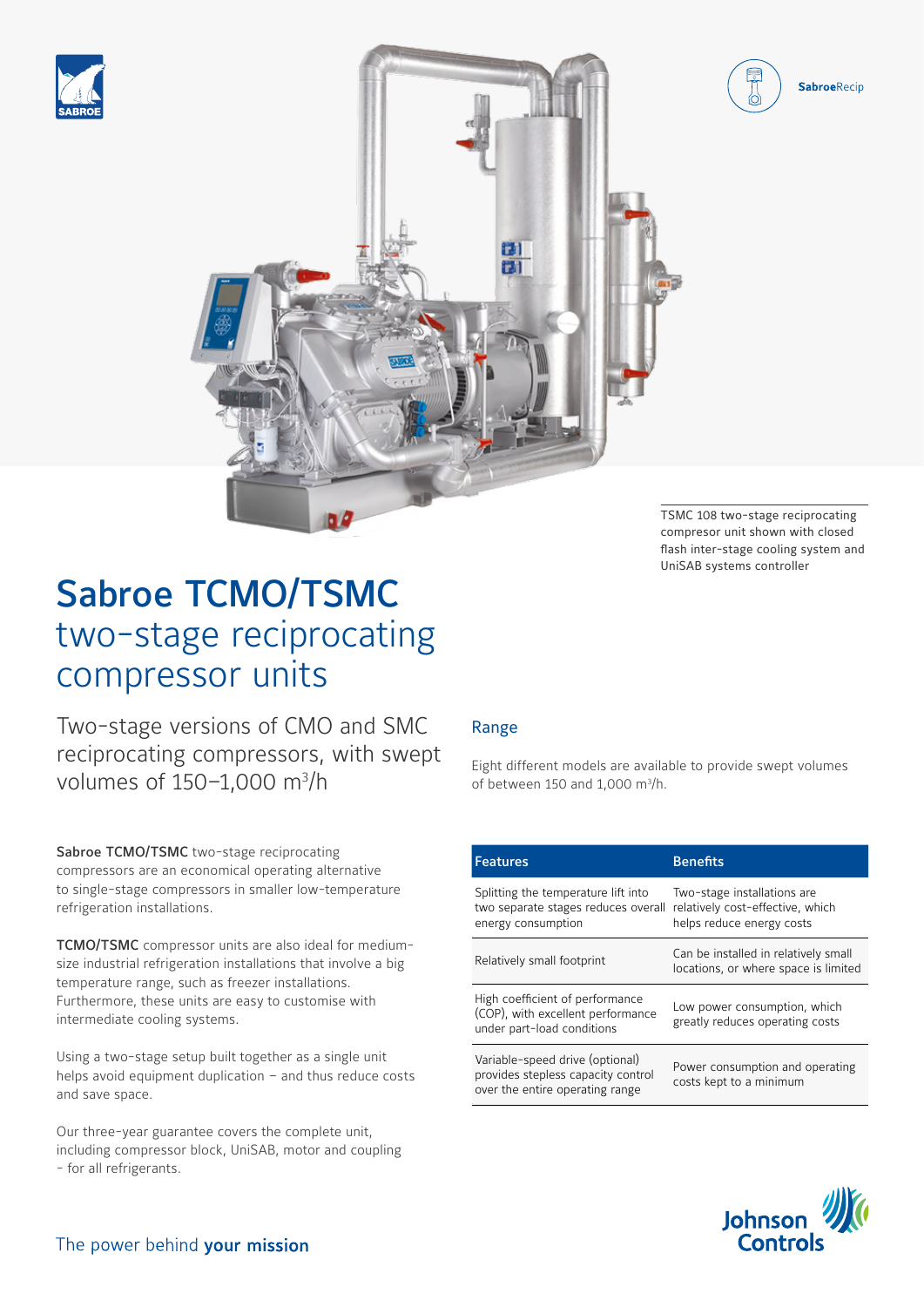SabroeRecip

TSMC 108 two-stage reciprocating compresor unit shown with closed flash inter-stage cooling system and UniSAB systems controller

# Sabroe TCMO/TSMC
## two-stage reciprocating compressor units

Two-stage versions of CMO and SMC reciprocating compressors, with swept volumes of 150–1,000 m³/h

**Sabroe TCMO/TSMC** two-stage reciprocating compressors are an economical operating alternative to single-stage compressors in smaller low-temperature refrigeration installations.

**TCMO/TSMC** compressor units are also ideal for medium-size industrial refrigeration installations that involve a big temperature range, such as freezer installations. Furthermore, these units are easy to customise with intermediate cooling systems.

Using a two-stage setup built together as a single unit helps avoid equipment duplication – and thus reduce costs and save space.

Our three-year guarantee covers the complete unit, including compressor block, UniSAB, motor and coupling – for all refrigerants.

### Range

Eight different models are available to provide swept volumes of between 150 and 1,000 m³/h.

| Features | Benefits |
|---|---|
| Splitting the temperature lift into two separate stages reduces overall energy consumption | Two-stage installations are relatively cost-effective, which helps reduce energy costs |
| Relatively small footprint | Can be installed in relatively small locations, or where space is limited |
| High coefficient of performance (COP), with excellent performance under part-load conditions | Low power consumption, which greatly reduces operating costs |
| Variable-speed drive (optional) provides stepless capacity control over the entire operating range | Power consumption and operating costs kept to a minimum |

The power behind **your mission**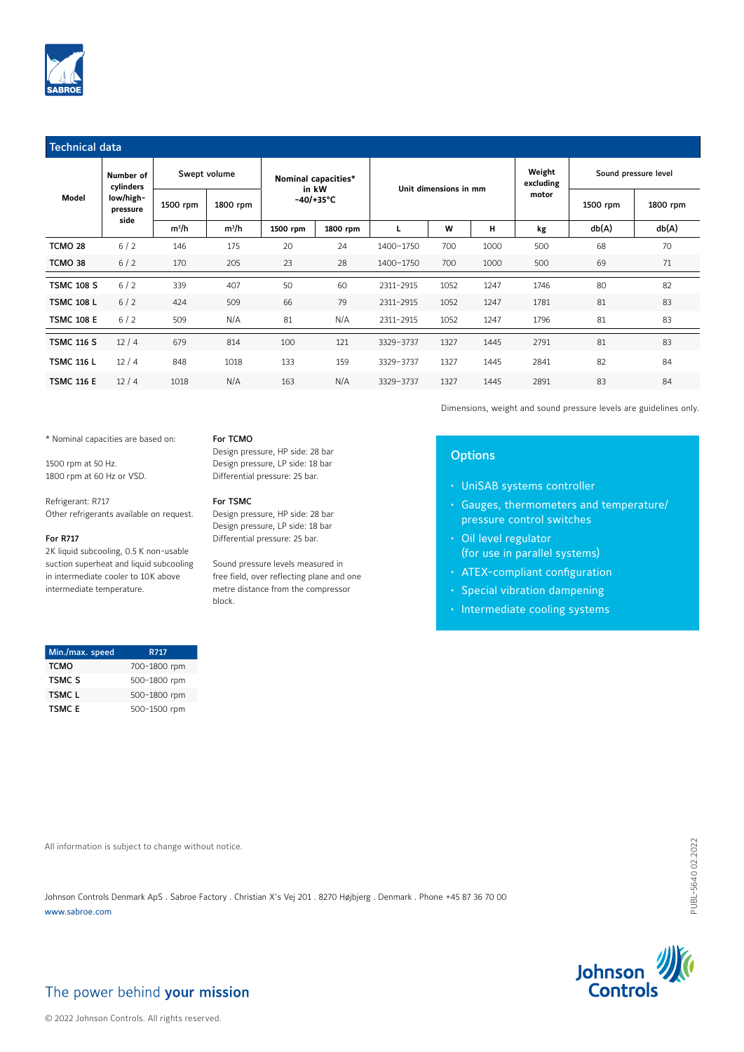## Technical data

| Model | Number of cylinders low/high-pressure side | Swept volume | | Nominal capacities* in kW -40/+35°C | | Unit dimensions in mm | | | Weight excluding motor | Sound pressure level | |
|---|---|---|---|---|---|---|---|---|---|---|---|
| | | 1500 rpm | 1800 rpm | | | | | | | 1500 rpm | 1800 rpm |
| | | m³/h | m³/h | 1500 rpm | 1800 rpm | L | W | H | kg | db(A) | db(A) |
| **TCMO 28** | 6 / 2 | 146 | 175 | 20 | 24 | 1400–1750 | 700 | 1000 | 500 | 68 | 70 |
| **TCMO 38** | 6 / 2 | 170 | 205 | 23 | 28 | 1400–1750 | 700 | 1000 | 500 | 69 | 71 |
| **TSMC 108 S** | 6 / 2 | 339 | 407 | 50 | 60 | 2311–2915 | 1052 | 1247 | 1746 | 80 | 82 |
| **TSMC 108 L** | 6 / 2 | 424 | 509 | 66 | 79 | 2311–2915 | 1052 | 1247 | 1781 | 81 | 83 |
| **TSMC 108 E** | 6 / 2 | 509 | N/A | 81 | N/A | 2311–2915 | 1052 | 1247 | 1796 | 81 | 83 |
| **TSMC 116 S** | 12 / 4 | 679 | 814 | 100 | 121 | 3329–3737 | 1327 | 1445 | 2791 | 81 | 83 |
| **TSMC 116 L** | 12 / 4 | 848 | 1018 | 133 | 159 | 3329–3737 | 1327 | 1445 | 2841 | 82 | 84 |
| **TSMC 116 E** | 12 / 4 | 1018 | N/A | 163 | N/A | 3329–3737 | 1327 | 1445 | 2891 | 83 | 84 |

Dimensions, weight and sound pressure levels are guidelines only.

\* Nominal capacities are based on:

1500 rpm at 50 Hz.
1800 rpm at 60 Hz or VSD.

Refrigerant: R717
Other refrigerants available on request.

**For R717**
2K liquid subcooling, 0.5 K non-usable suction superheat and liquid subcooling in intermediate cooler to 10K above intermediate temperature.

**For TCMO**
Design pressure, HP side: 28 bar
Design pressure, LP side: 18 bar
Differential pressure: 25 bar.

**For TSMC**
Design pressure, HP side: 28 bar
Design pressure, LP side: 18 bar
Differential pressure: 25 bar.

Sound pressure levels measured in free field, over reflecting plane and one metre distance from the compressor block.

## Options

- UniSAB systems controller
- Gauges, thermometers and temperature/ pressure control switches
- Oil level regulator (for use in parallel systems)
- ATEX-compliant configuration
- Special vibration dampening
- Intermediate cooling systems

| Min./max. speed | R717 |
|---|---|
| **TCMO** | 700–1800 rpm |
| **TSMC S** | 500–1800 rpm |
| **TSMC L** | 500–1800 rpm |
| **TSMC E** | 500–1500 rpm |

All information is subject to change without notice.

Johnson Controls Denmark ApS . Sabroe Factory . Christian X's Vej 201 . 8270 Højbjerg . Denmark . Phone +45 87 36 70 00
www.sabroe.com

PUBL-5640 02.2022

The power behind **your mission**

© 2022 Johnson Controls. All rights reserved.